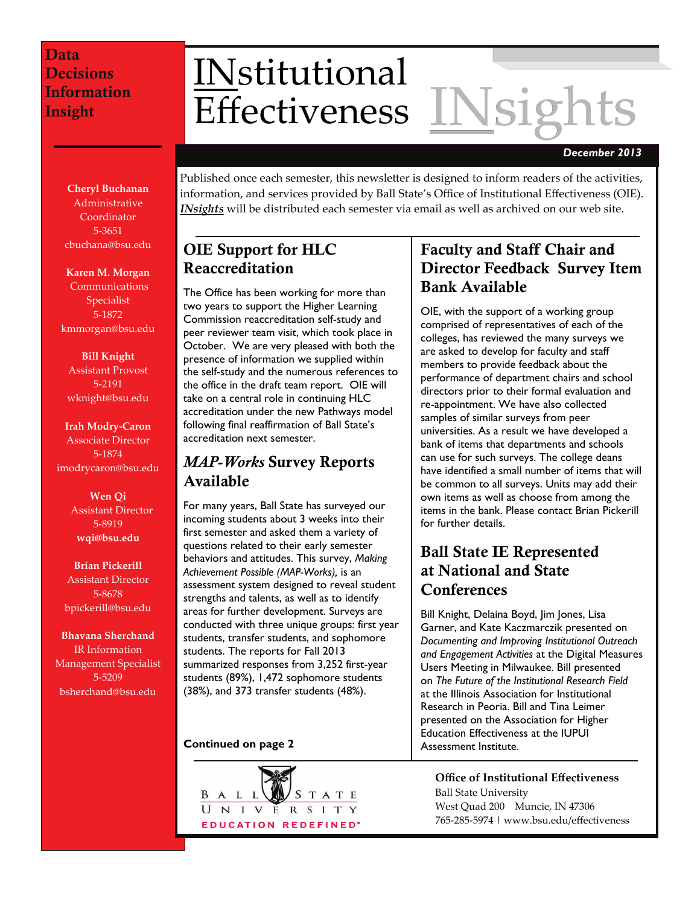# INstitutional Effectiveness INsights

**December 2013**

**Data Decisions Information Insight**

**Cheryl Buchanan**
Administrative Coordinator
5-3651
cbuchana@bsu.edu

**Karen M. Morgan**
Communications Specialist
5-1872
kmmorgan@bsu.edu

**Bill Knight**
Assistant Provost
5-2191
wknight@bsu.edu

**Irah Modry-Caron**
Associate Director
5-1874
imodrycaron@bsu.edu

**Wen Qi**
Assistant Director
5-8919
**wqi@bsu.edu**

**Brian Pickerill**
Assistant Director
5-8678
bpickerill@bsu.edu

**Bhavana Sherchand**
IR Information Management Specialist
5-5209
bsherchand@bsu.edu

Published once each semester, this newsletter is designed to inform readers of the activities, information, and services provided by Ball State's Office of Institutional Effectiveness (OIE). ***INsights*** will be distributed each semester via email as well as archived on our web site.

## OIE Support for HLC Reaccreditation

The Office has been working for more than two years to support the Higher Learning Commission reaccreditation self-study and peer reviewer team visit, which took place in October. We are very pleased with both the presence of information we supplied within the self-study and the numerous references to the office in the draft team report. OIE will take on a central role in continuing HLC accreditation under the new Pathways model following final reaffirmation of Ball State's accreditation next semester.

## *MAP-Works* Survey Reports Available

For many years, Ball State has surveyed our incoming students about 3 weeks into their first semester and asked them a variety of questions related to their early semester behaviors and attitudes. This survey, *Making Achievement Possible (MAP-Works),* is an assessment system designed to reveal student strengths and talents, as well as to identify areas for further development. Surveys are conducted with three unique groups: first year students, transfer students, and sophomore students. The reports for Fall 2013 summarized responses from 3,252 first-year students (89%), 1,472 sophomore students (38%), and 373 transfer students (48%).

**Continued on page 2**

## Faculty and Staff Chair and Director Feedback Survey Item Bank Available

OIE, with the support of a working group comprised of representatives of each of the colleges, has reviewed the many surveys we are asked to develop for faculty and staff members to provide feedback about the performance of department chairs and school directors prior to their formal evaluation and re-appointment. We have also collected samples of similar surveys from peer universities. As a result we have developed a bank of items that departments and schools can use for such surveys. The college deans have identified a small number of items that will be common to all surveys. Units may add their own items as well as choose from among the items in the bank. Please contact Brian Pickerill for further details.

## Ball State IE Represented at National and State Conferences

Bill Knight, Delaina Boyd, Jim Jones, Lisa Garner, and Kate Kaczmarczik presented on *Documenting and Improving Institutional Outreach and Engagement Activities* at the Digital Measures Users Meeting in Milwaukee. Bill presented on *The Future of the Institutional Research Field* at the Illinois Association for Institutional Research in Peoria. Bill and Tina Leimer presented on the Association for Higher Education Effectiveness at the IUPUI Assessment Institute.

BALL STATE UNIVERSITY
EDUCATION REDEFINED®

**Office of Institutional Effectiveness**
Ball State University
West Quad 200 Muncie, IN 47306
765-285-5974 | www.bsu.edu/effectiveness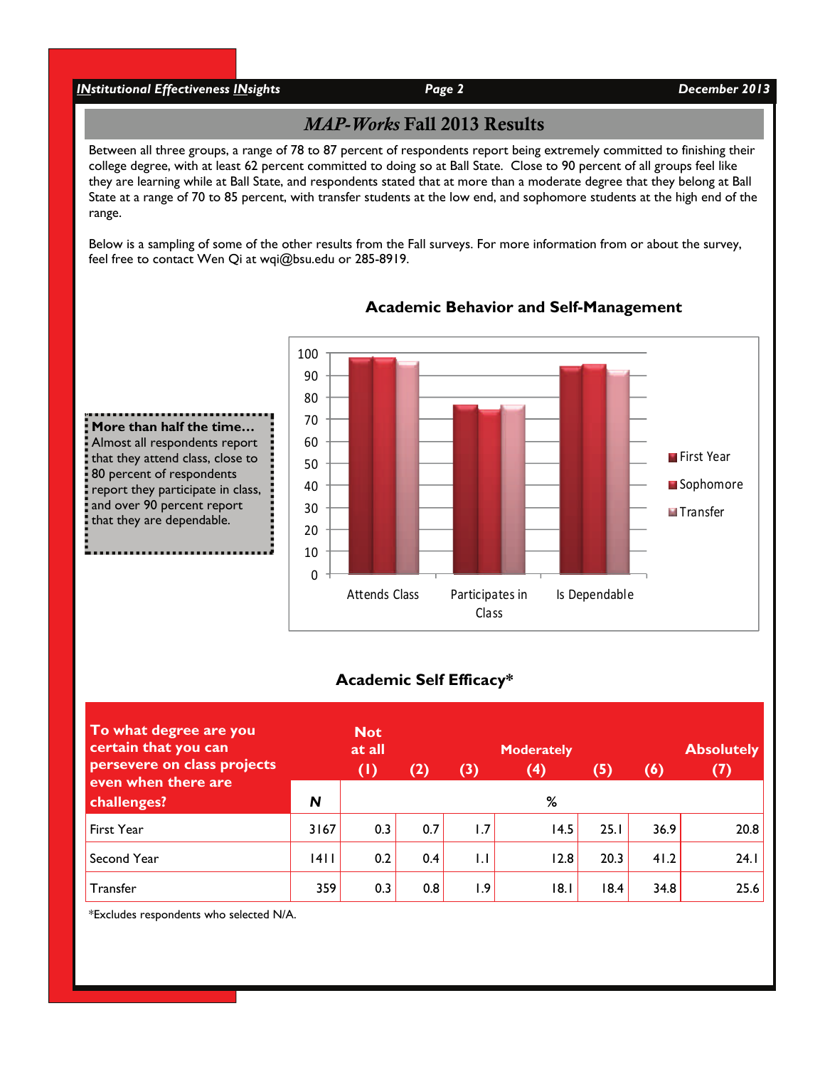## *MAP-Works* Fall 2013 Results

Between all three groups, a range of 78 to 87 percent of respondents report being extremely committed to finishing their college degree, with at least 62 percent committed to doing so at Ball State. Close to 90 percent of all groups feel like they are learning while at Ball State, and respondents stated that at more than a moderate degree that they belong at Ball State at a range of 70 to 85 percent, with transfer students at the low end, and sophomore students at the high end of the range.

Below is a sampling of some of the other results from the Fall surveys. For more information from or about the survey, feel free to contact Wen Qi at wqi@bsu.edu or 285-8919.

**More than half the time…**
Almost all respondents report that they attend class, close to 80 percent of respondents report they participate in class, and over 90 percent report that they are dependable.

### Academic Behavior and Self-Management

| | First Year | Sophomore | Transfer |
|---|---|---|---|
| Attends Class | 98 | 98 | 96 |
| Participates in Class | 76 | 74 | 76 |
| Is Dependable | 94 | 95 | 92 |

### Academic Self Efficacy*

| To what degree are you certain that you can persevere on class projects even when there are challenges? | N | Not at all (1) | (2) | (3) | Moderately (4) | (5) | (6) | Absolutely (7) |
|---|---|---|---|---|---|---|---|---|
| | | % | | | | | | |
| First Year | 3167 | 0.3 | 0.7 | 1.7 | 14.5 | 25.1 | 36.9 | 20.8 |
| Second Year | 1411 | 0.2 | 0.4 | 1.1 | 12.8 | 20.3 | 41.2 | 24.1 |
| Transfer | 359 | 0.3 | 0.8 | 1.9 | 18.1 | 18.4 | 34.8 | 25.6 |

*Excludes respondents who selected N/A.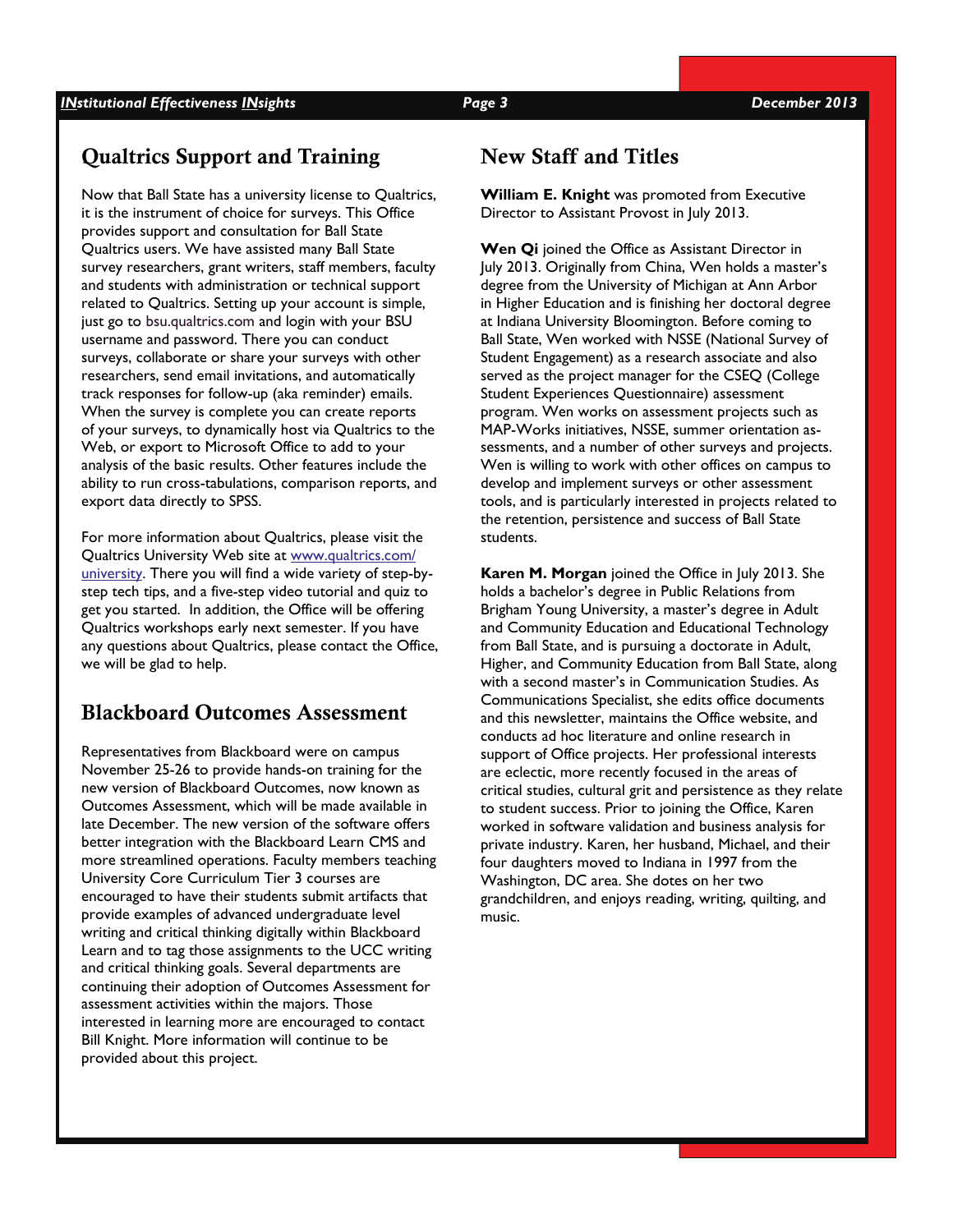## Qualtrics Support and Training

Now that Ball State has a university license to Qualtrics, it is the instrument of choice for surveys. This Office provides support and consultation for Ball State Qualtrics users. We have assisted many Ball State survey researchers, grant writers, staff members, faculty and students with administration or technical support related to Qualtrics. Setting up your account is simple, just go to bsu.qualtrics.com and login with your BSU username and password. There you can conduct surveys, collaborate or share your surveys with other researchers, send email invitations, and automatically track responses for follow-up (aka reminder) emails. When the survey is complete you can create reports of your surveys, to dynamically host via Qualtrics to the Web, or export to Microsoft Office to add to your analysis of the basic results. Other features include the ability to run cross-tabulations, comparison reports, and export data directly to SPSS.

For more information about Qualtrics, please visit the Qualtrics University Web site at www.qualtrics.com/university. There you will find a wide variety of step-by-step tech tips, and a five-step video tutorial and quiz to get you started. In addition, the Office will be offering Qualtrics workshops early next semester. If you have any questions about Qualtrics, please contact the Office, we will be glad to help.

## Blackboard Outcomes Assessment

Representatives from Blackboard were on campus November 25-26 to provide hands-on training for the new version of Blackboard Outcomes, now known as Outcomes Assessment, which will be made available in late December. The new version of the software offers better integration with the Blackboard Learn CMS and more streamlined operations. Faculty members teaching University Core Curriculum Tier 3 courses are encouraged to have their students submit artifacts that provide examples of advanced undergraduate level writing and critical thinking digitally within Blackboard Learn and to tag those assignments to the UCC writing and critical thinking goals. Several departments are continuing their adoption of Outcomes Assessment for assessment activities within the majors. Those interested in learning more are encouraged to contact Bill Knight. More information will continue to be provided about this project.

## New Staff and Titles

**William E. Knight** was promoted from Executive Director to Assistant Provost in July 2013.

**Wen Qi** joined the Office as Assistant Director in July 2013. Originally from China, Wen holds a master's degree from the University of Michigan at Ann Arbor in Higher Education and is finishing her doctoral degree at Indiana University Bloomington. Before coming to Ball State, Wen worked with NSSE (National Survey of Student Engagement) as a research associate and also served as the project manager for the CSEQ (College Student Experiences Questionnaire) assessment program. Wen works on assessment projects such as MAP-Works initiatives, NSSE, summer orientation assessments, and a number of other surveys and projects. Wen is willing to work with other offices on campus to develop and implement surveys or other assessment tools, and is particularly interested in projects related to the retention, persistence and success of Ball State students.

**Karen M. Morgan** joined the Office in July 2013. She holds a bachelor's degree in Public Relations from Brigham Young University, a master's degree in Adult and Community Education and Educational Technology from Ball State, and is pursuing a doctorate in Adult, Higher, and Community Education from Ball State, along with a second master's in Communication Studies. As Communications Specialist, she edits office documents and this newsletter, maintains the Office website, and conducts ad hoc literature and online research in support of Office projects. Her professional interests are eclectic, more recently focused in the areas of critical studies, cultural grit and persistence as they relate to student success. Prior to joining the Office, Karen worked in software validation and business analysis for private industry. Karen, her husband, Michael, and their four daughters moved to Indiana in 1997 from the Washington, DC area. She dotes on her two grandchildren, and enjoys reading, writing, quilting, and music.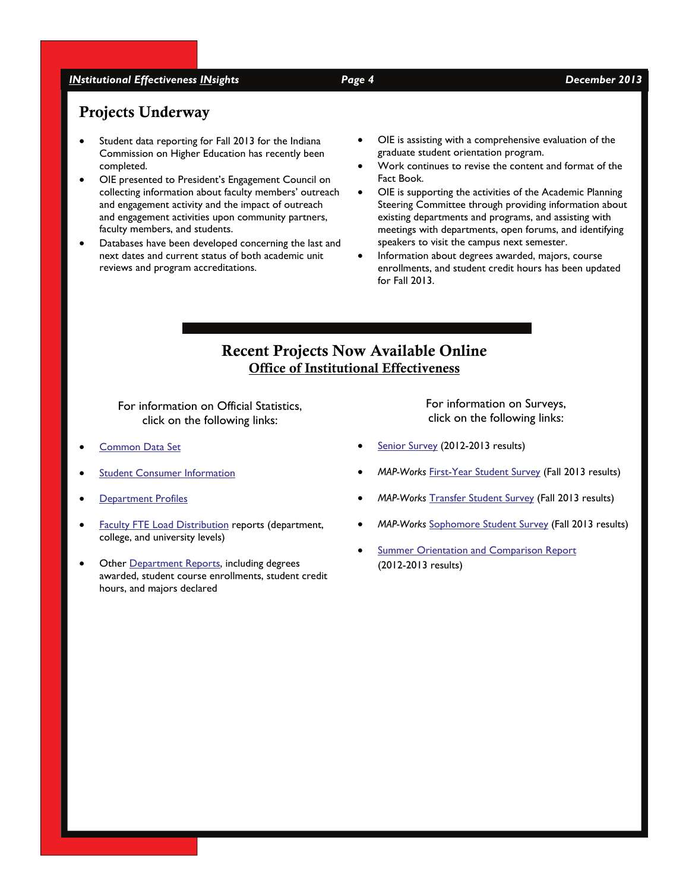## Projects Underway

- Student data reporting for Fall 2013 for the Indiana Commission on Higher Education has recently been completed.
- OIE presented to President's Engagement Council on collecting information about faculty members' outreach and engagement activity and the impact of outreach and engagement activities upon community partners, faculty members, and students.
- Databases have been developed concerning the last and next dates and current status of both academic unit reviews and program accreditations.
- OIE is assisting with a comprehensive evaluation of the graduate student orientation program.
- Work continues to revise the content and format of the Fact Book.
- OIE is supporting the activities of the Academic Planning Steering Committee through providing information about existing departments and programs, and assisting with meetings with departments, open forums, and identifying speakers to visit the campus next semester.
- Information about degrees awarded, majors, course enrollments, and student credit hours has been updated for Fall 2013.

## Recent Projects Now Available Online

### Office of Institutional Effectiveness

For information on Official Statistics, click on the following links:

- Common Data Set
- Student Consumer Information
- Department Profiles
- Faculty FTE Load Distribution reports (department, college, and university levels)
- Other Department Reports, including degrees awarded, student course enrollments, student credit hours, and majors declared

For information on Surveys, click on the following links:

- Senior Survey (2012-2013 results)
- *MAP-Works* First-Year Student Survey (Fall 2013 results)
- *MAP-Works* Transfer Student Survey (Fall 2013 results)
- *MAP-Works* Sophomore Student Survey (Fall 2013 results)
- Summer Orientation and Comparison Report (2012-2013 results)